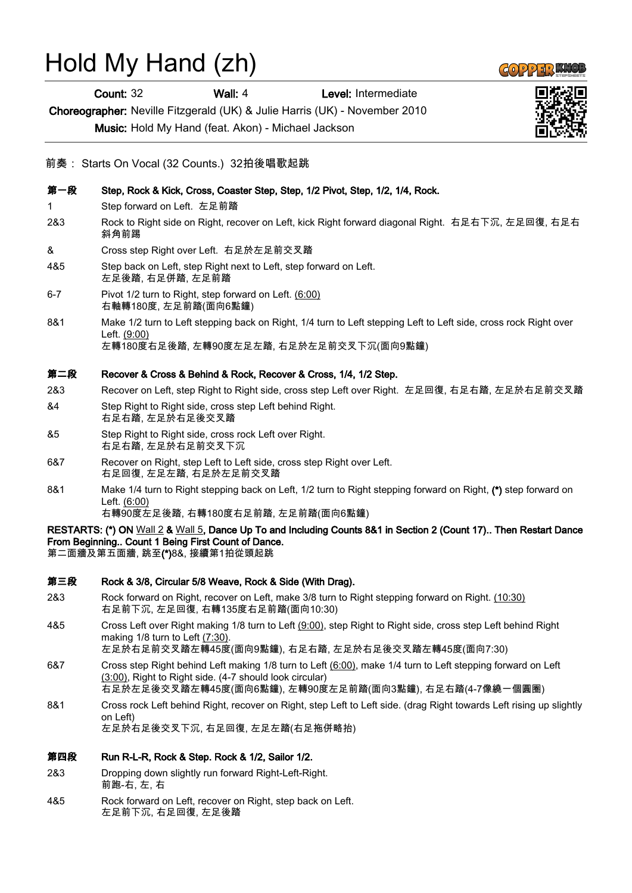# Hold My Hand (zh)

**Count:** 32 **Wall:** 4 **Level:** Intermediate

**Choreographer:** Neville Fitzgerald (UK) & Julie Harris (UK) - November 2010

**Music:** Hold My Hand (feat. Akon) - Michael Jackson

前奏： Starts On Vocal (32 Counts.) 32拍後唱歌起跳

### 第一段 Step, Rock & Kick, Cross, Coaster Step, Step, 1/2 Pivot, Step, 1/2, 1/4, Rock.

| | |
|---|---|
| 1 | Step forward on Left. 左足前踏 |
| 2&3 | Rock to Right side on Right, recover on Left, kick Right forward diagonal Right. 右足右下沉, 左足回復, 右足右斜角前踢 |
| & | Cross step Right over Left. 右足於左足前交叉踏 |
| 4&5 | Step back on Left, step Right next to Left, step forward on Left.<br>左足後踏, 右足併踏, 左足前踏 |
| 6-7 | Pivot 1/2 turn to Right, step forward on Left. (6:00)<br>右軸轉180度, 左足前踏(面向6點鐘) |
| 8&1 | Make 1/2 turn to Left stepping back on Right, 1/4 turn to Left stepping Left to Left side, cross rock Right over Left. (9:00)<br>左轉180度右足後踏, 左轉90度左足左踏, 右足於左足前交叉下沉(面向9點鐘) |

### 第二段 Recover & Cross & Behind & Rock, Recover & Cross, 1/4, 1/2 Step.

| | |
|---|---|
| 2&3 | Recover on Left, step Right to Right side, cross step Left over Right. 左足回復, 右足右踏, 左足於右足前交叉踏 |
| &4 | Step Right to Right side, cross step Left behind Right.<br>右足右踏, 左足於右足後交叉踏 |
| &5 | Step Right to Right side, cross rock Left over Right.<br>右足右踏, 左足於右足前交叉下沉 |
| 6&7 | Recover on Right, step Left to Left side, cross step Right over Left.<br>右足回復, 左足左踏, 右足於左足前交叉踏 |
| 8&1 | Make 1/4 turn to Right stepping back on Left, 1/2 turn to Right stepping forward on Right, **(*)** step forward on Left. (6:00)<br>右轉90度左足後踏, 右轉180度右足前踏, 左足前踏(面向6點鐘) |

**RESTARTS: (*) ON Wall 2 & Wall 5, Dance Up To and Including Counts 8&1 in Section 2 (Count 17).. Then Restart Dance From Beginning.. Count 1 Being First Count of Dance.**
第二面牆及第五面牆, 跳至**(*)**8&, 接續第1拍從頭起跳

### 第三段 Rock & 3/8, Circular 5/8 Weave, Rock & Side (With Drag).

| | |
|---|---|
| 2&3 | Rock forward on Right, recover on Left, make 3/8 turn to Right stepping forward on Right. (10:30)<br>右足前下沉, 左足回復, 右轉135度右足前踏(面向10:30) |
| 4&5 | Cross Left over Right making 1/8 turn to Left (9:00), step Right to Right side, cross step Left behind Right making 1/8 turn to Left (7:30).<br>左足於右足前交叉踏左轉45度(面向9點鐘), 右足右踏, 左足於右足後交叉踏左轉45度(面向7:30) |
| 6&7 | Cross step Right behind Left making 1/8 turn to Left (6:00), make 1/4 turn to Left stepping forward on Left (3:00), Right to Right side. (4-7 should look circular)<br>右足於左足後交叉踏左轉45度(面向6點鐘), 左轉90度左足前踏(面向3點鐘), 右足右踏(4-7像繞一個圓圈) |
| 8&1 | Cross rock Left behind Right, recover on Right, step Left to Left side. (drag Right towards Left rising up slightly on Left)<br>左足於右足後交叉下沉, 右足回復, 左足左踏(右足拖併略抬) |

### 第四段 Run R-L-R, Rock & Step. Rock & 1/2, Sailor 1/2.

| | |
|---|---|
| 2&3 | Dropping down slightly run forward Right-Left-Right.<br>前跑-右, 左, 右 |
| 4&5 | Rock forward on Left, recover on Right, step back on Left.<br>左足前下沉, 右足回復, 左足後踏 |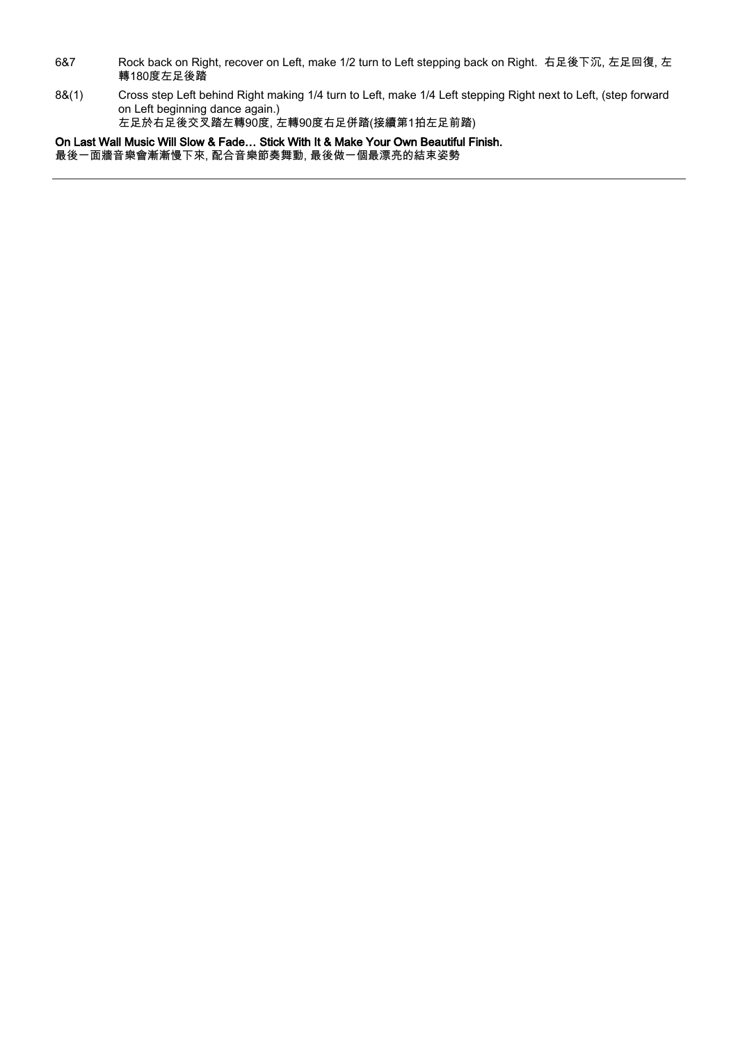6&7 Rock back on Right, recover on Left, make 1/2 turn to Left stepping back on Right. 右足後下沉, 左足回復, 左轉180度左足後踏

8&(1) Cross step Left behind Right making 1/4 turn to Left, make 1/4 Left stepping Right next to Left, (step forward on Left beginning dance again.)
左足於右足後交叉踏左轉90度, 左轉90度右足併踏(接續第1拍左足前踏)

**On Last Wall Music Will Slow & Fade… Stick With It & Make Your Own Beautiful Finish.**
最後一面牆音樂會漸漸慢下來, 配合音樂節奏舞動, 最後做一個最漂亮的結束姿勢

---